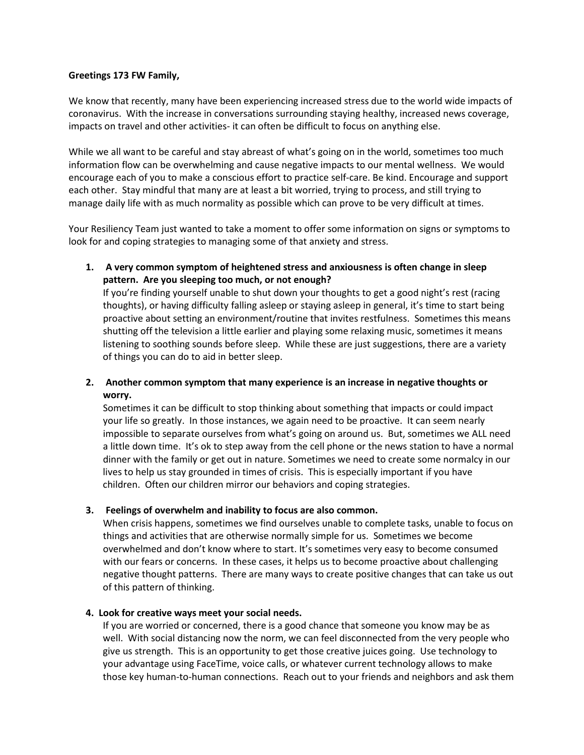**Greetings 173 FW Family,**

We know that recently, many have been experiencing increased stress due to the world wide impacts of coronavirus. With the increase in conversations surrounding staying healthy, increased news coverage, impacts on travel and other activities- it can often be difficult to focus on anything else.

While we all want to be careful and stay abreast of what's going on in the world, sometimes too much information flow can be overwhelming and cause negative impacts to our mental wellness. We would encourage each of you to make a conscious effort to practice self-care. Be kind. Encourage and support each other. Stay mindful that many are at least a bit worried, trying to process, and still trying to manage daily life with as much normality as possible which can prove to be very difficult at times.

Your Resiliency Team just wanted to take a moment to offer some information on signs or symptoms to look for and coping strategies to managing some of that anxiety and stress.

1. **A very common symptom of heightened stress and anxiousness is often change in sleep pattern. Are you sleeping too much, or not enough?**
   If you're finding yourself unable to shut down your thoughts to get a good night's rest (racing thoughts), or having difficulty falling asleep or staying asleep in general, it's time to start being proactive about setting an environment/routine that invites restfulness. Sometimes this means shutting off the television a little earlier and playing some relaxing music, sometimes it means listening to soothing sounds before sleep. While these are just suggestions, there are a variety of things you can do to aid in better sleep.

2. **Another common symptom that many experience is an increase in negative thoughts or worry.**
   Sometimes it can be difficult to stop thinking about something that impacts or could impact your life so greatly. In those instances, we again need to be proactive. It can seem nearly impossible to separate ourselves from what's going on around us. But, sometimes we ALL need a little down time. It's ok to step away from the cell phone or the news station to have a normal dinner with the family or get out in nature. Sometimes we need to create some normalcy in our lives to help us stay grounded in times of crisis. This is especially important if you have children. Often our children mirror our behaviors and coping strategies.

3. **Feelings of overwhelm and inability to focus are also common.**
   When crisis happens, sometimes we find ourselves unable to complete tasks, unable to focus on things and activities that are otherwise normally simple for us. Sometimes we become overwhelmed and don't know where to start. It's sometimes very easy to become consumed with our fears or concerns. In these cases, it helps us to become proactive about challenging negative thought patterns. There are many ways to create positive changes that can take us out of this pattern of thinking.

4. **Look for creative ways meet your social needs.**
   If you are worried or concerned, there is a good chance that someone you know may be as well. With social distancing now the norm, we can feel disconnected from the very people who give us strength. This is an opportunity to get those creative juices going. Use technology to your advantage using FaceTime, voice calls, or whatever current technology allows to make those key human-to-human connections. Reach out to your friends and neighbors and ask them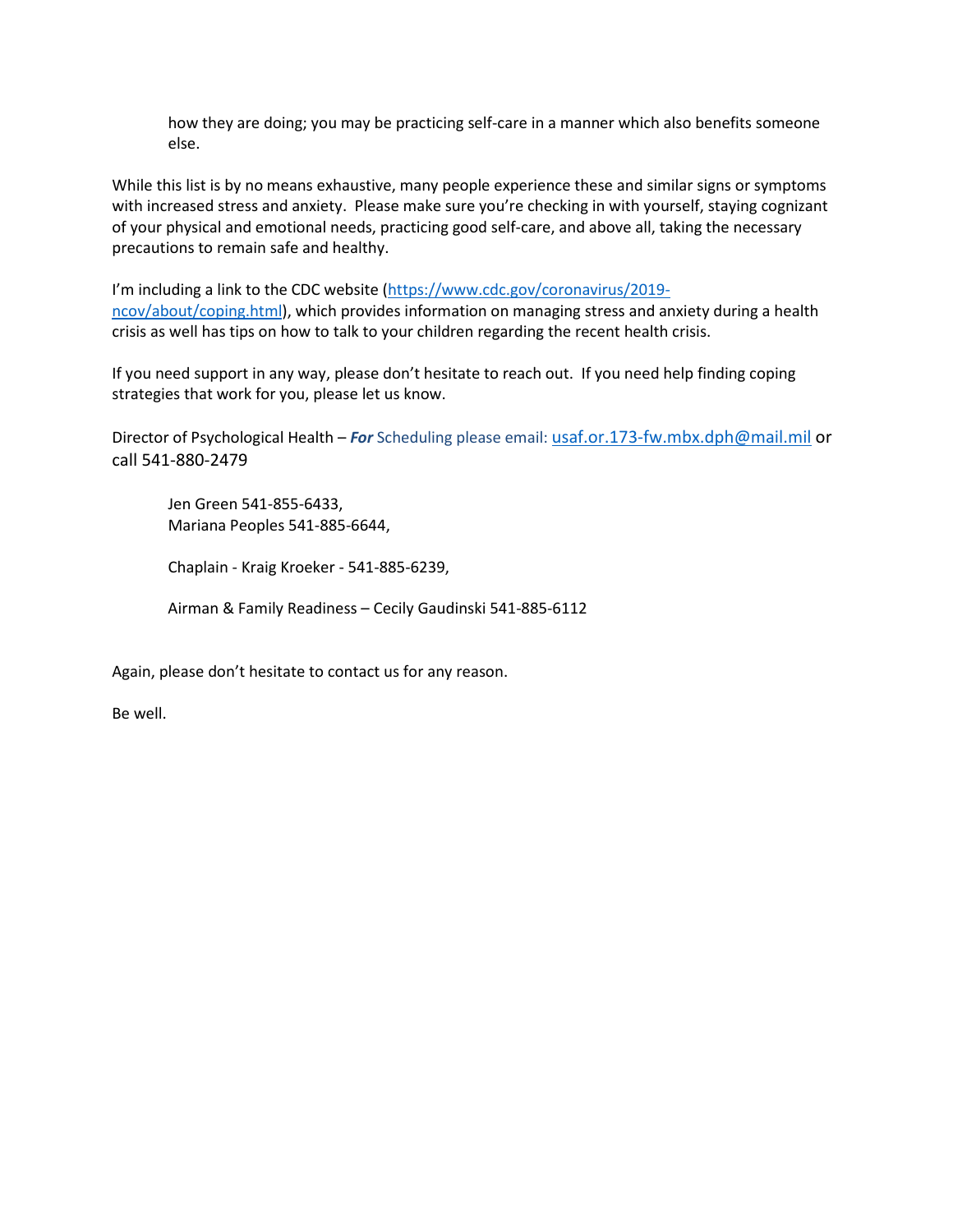how they are doing; you may be practicing self-care in a manner which also benefits someone else.

While this list is by no means exhaustive, many people experience these and similar signs or symptoms with increased stress and anxiety. Please make sure you're checking in with yourself, staying cognizant of your physical and emotional needs, practicing good self-care, and above all, taking the necessary precautions to remain safe and healthy.

I'm including a link to the CDC website (https://www.cdc.gov/coronavirus/2019-ncov/about/coping.html), which provides information on managing stress and anxiety during a health crisis as well has tips on how to talk to your children regarding the recent health crisis.

If you need support in any way, please don't hesitate to reach out. If you need help finding coping strategies that work for you, please let us know.

Director of Psychological Health – ***For*** Scheduling please email: usaf.or.173-fw.mbx.dph@mail.mil or call 541-880-2479

Jen Green 541-855-6433,
Mariana Peoples 541-885-6644,

Chaplain - Kraig Kroeker - 541-885-6239,

Airman & Family Readiness – Cecily Gaudinski 541-885-6112

Again, please don't hesitate to contact us for any reason.

Be well.